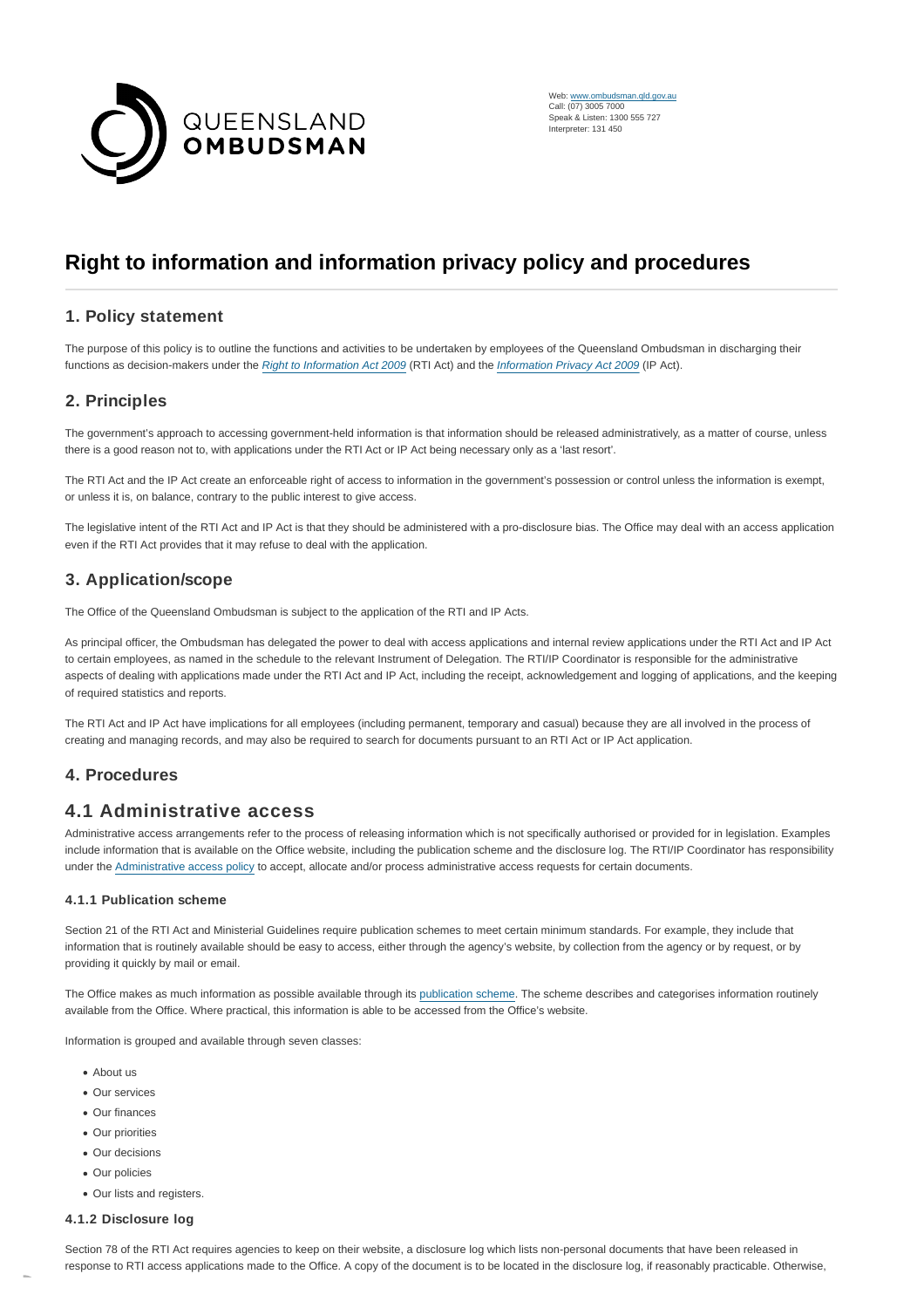QUEENSLAND OMBUDSMAN

Web: www.ombudsman.qld.gov.au
Call: (07) 3005 7000
Speak & Listen: 1300 555 727
Interpreter: 131 450

# Right to information and information privacy policy and procedures

## 1. Policy statement

The purpose of this policy is to outline the functions and activities to be undertaken by employees of the Queensland Ombudsman in discharging their functions as decision-makers under the *Right to Information Act 2009* (RTI Act) and the *Information Privacy Act 2009* (IP Act).

## 2. Principles

The government's approach to accessing government-held information is that information should be released administratively, as a matter of course, unless there is a good reason not to, with applications under the RTI Act or IP Act being necessary only as a 'last resort'.

The RTI Act and the IP Act create an enforceable right of access to information in the government's possession or control unless the information is exempt, or unless it is, on balance, contrary to the public interest to give access.

The legislative intent of the RTI Act and IP Act is that they should be administered with a pro-disclosure bias. The Office may deal with an access application even if the RTI Act provides that it may refuse to deal with the application.

## 3. Application/scope

The Office of the Queensland Ombudsman is subject to the application of the RTI and IP Acts.

As principal officer, the Ombudsman has delegated the power to deal with access applications and internal review applications under the RTI Act and IP Act to certain employees, as named in the schedule to the relevant Instrument of Delegation. The RTI/IP Coordinator is responsible for the administrative aspects of dealing with applications made under the RTI Act and IP Act, including the receipt, acknowledgement and logging of applications, and the keeping of required statistics and reports.

The RTI Act and IP Act have implications for all employees (including permanent, temporary and casual) because they are all involved in the process of creating and managing records, and may also be required to search for documents pursuant to an RTI Act or IP Act application.

## 4. Procedures

## 4.1 Administrative access

Administrative access arrangements refer to the process of releasing information which is not specifically authorised or provided for in legislation. Examples include information that is available on the Office website, including the publication scheme and the disclosure log. The RTI/IP Coordinator has responsibility under the Administrative access policy to accept, allocate and/or process administrative access requests for certain documents.

### 4.1.1 Publication scheme

Section 21 of the RTI Act and Ministerial Guidelines require publication schemes to meet certain minimum standards. For example, they include that information that is routinely available should be easy to access, either through the agency's website, by collection from the agency or by request, or by providing it quickly by mail or email.

The Office makes as much information as possible available through its publication scheme. The scheme describes and categorises information routinely available from the Office. Where practical, this information is able to be accessed from the Office's website.

Information is grouped and available through seven classes:

- About us
- Our services
- Our finances
- Our priorities
- Our decisions
- Our policies
- Our lists and registers.

### 4.1.2 Disclosure log

Section 78 of the RTI Act requires agencies to keep on their website, a disclosure log which lists non-personal documents that have been released in response to RTI access applications made to the Office. A copy of the document is to be located in the disclosure log, if reasonably practicable. Otherwise,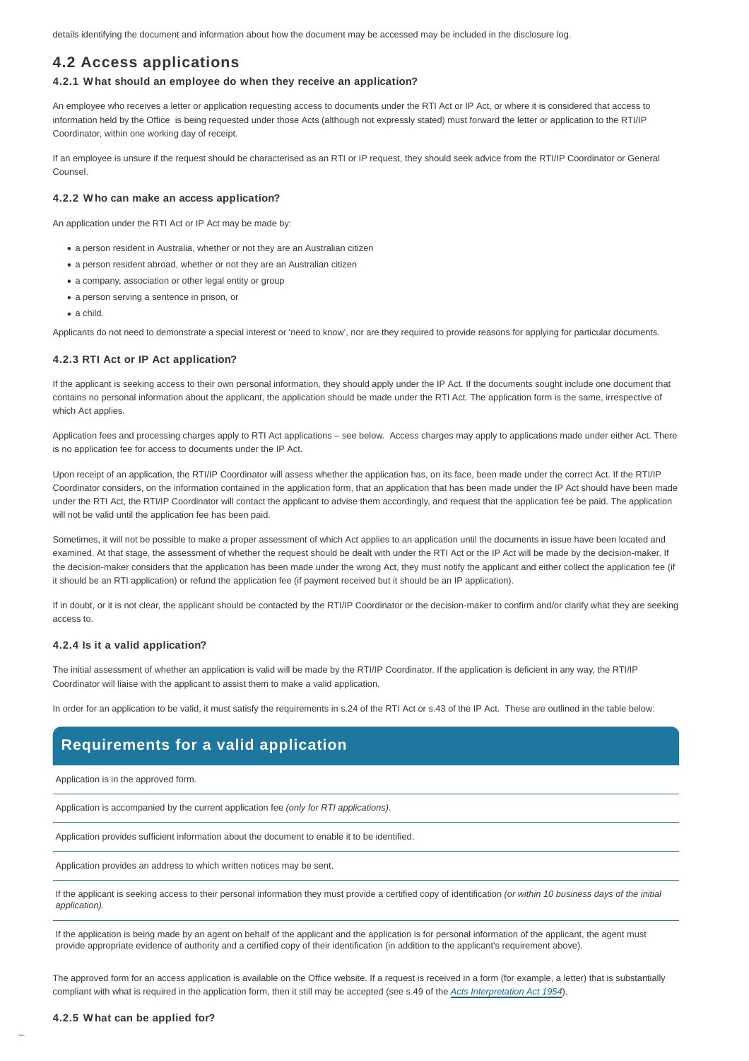details identifying the document and information about how the document may be accessed may be included in the disclosure log.

## 4.2 Access applications

### 4.2.1 What should an employee do when they receive an application?

An employee who receives a letter or application requesting access to documents under the RTI Act or IP Act, or where it is considered that access to information held by the Office is being requested under those Acts (although not expressly stated) must forward the letter or application to the RTI/IP Coordinator, within one working day of receipt.

If an employee is unsure if the request should be characterised as an RTI or IP request, they should seek advice from the RTI/IP Coordinator or General Counsel.

### 4.2.2 Who can make an access application?

An application under the RTI Act or IP Act may be made by:

- a person resident in Australia, whether or not they are an Australian citizen
- a person resident abroad, whether or not they are an Australian citizen
- a company, association or other legal entity or group
- a person serving a sentence in prison, or
- a child.

Applicants do not need to demonstrate a special interest or 'need to know', nor are they required to provide reasons for applying for particular documents.

### 4.2.3 RTI Act or IP Act application?

If the applicant is seeking access to their own personal information, they should apply under the IP Act. If the documents sought include one document that contains no personal information about the applicant, the application should be made under the RTI Act. The application form is the same, irrespective of which Act applies.

Application fees and processing charges apply to RTI Act applications – see below. Access charges may apply to applications made under either Act. There is no application fee for access to documents under the IP Act.

Upon receipt of an application, the RTI/IP Coordinator will assess whether the application has, on its face, been made under the correct Act. If the RTI/IP Coordinator considers, on the information contained in the application form, that an application that has been made under the IP Act should have been made under the RTI Act, the RTI/IP Coordinator will contact the applicant to advise them accordingly, and request that the application fee be paid. The application will not be valid until the application fee has been paid.

Sometimes, it will not be possible to make a proper assessment of which Act applies to an application until the documents in issue have been located and examined. At that stage, the assessment of whether the request should be dealt with under the RTI Act or the IP Act will be made by the decision-maker. If the decision-maker considers that the application has been made under the wrong Act, they must notify the applicant and either collect the application fee (if it should be an RTI application) or refund the application fee (if payment received but it should be an IP application).

If in doubt, or it is not clear, the applicant should be contacted by the RTI/IP Coordinator or the decision-maker to confirm and/or clarify what they are seeking access to.

### 4.2.4 Is it a valid application?

The initial assessment of whether an application is valid will be made by the RTI/IP Coordinator. If the application is deficient in any way, the RTI/IP Coordinator will liaise with the applicant to assist them to make a valid application.

In order for an application to be valid, it must satisfy the requirements in s.24 of the RTI Act or s.43 of the IP Act. These are outlined in the table below:

| Requirements for a valid application |
|---|
| Application is in the approved form. |
| Application is accompanied by the current application fee *(only for RTI applications)*. |
| Application provides sufficient information about the document to enable it to be identified. |
| Application provides an address to which written notices may be sent. |
| If the applicant is seeking access to their personal information they must provide a certified copy of identification *(or within 10 business days of the initial application).* |
| If the application is being made by an agent on behalf of the applicant and the application is for personal information of the applicant, the agent must provide appropriate evidence of authority and a certified copy of their identification (in addition to the applicant's requirement above). |

The approved form for an access application is available on the Office website. If a request is received in a form (for example, a letter) that is substantially compliant with what is required in the application form, then it still may be accepted (see s.49 of the *Acts Interpretation Act 1954*).

### 4.2.5 What can be applied for?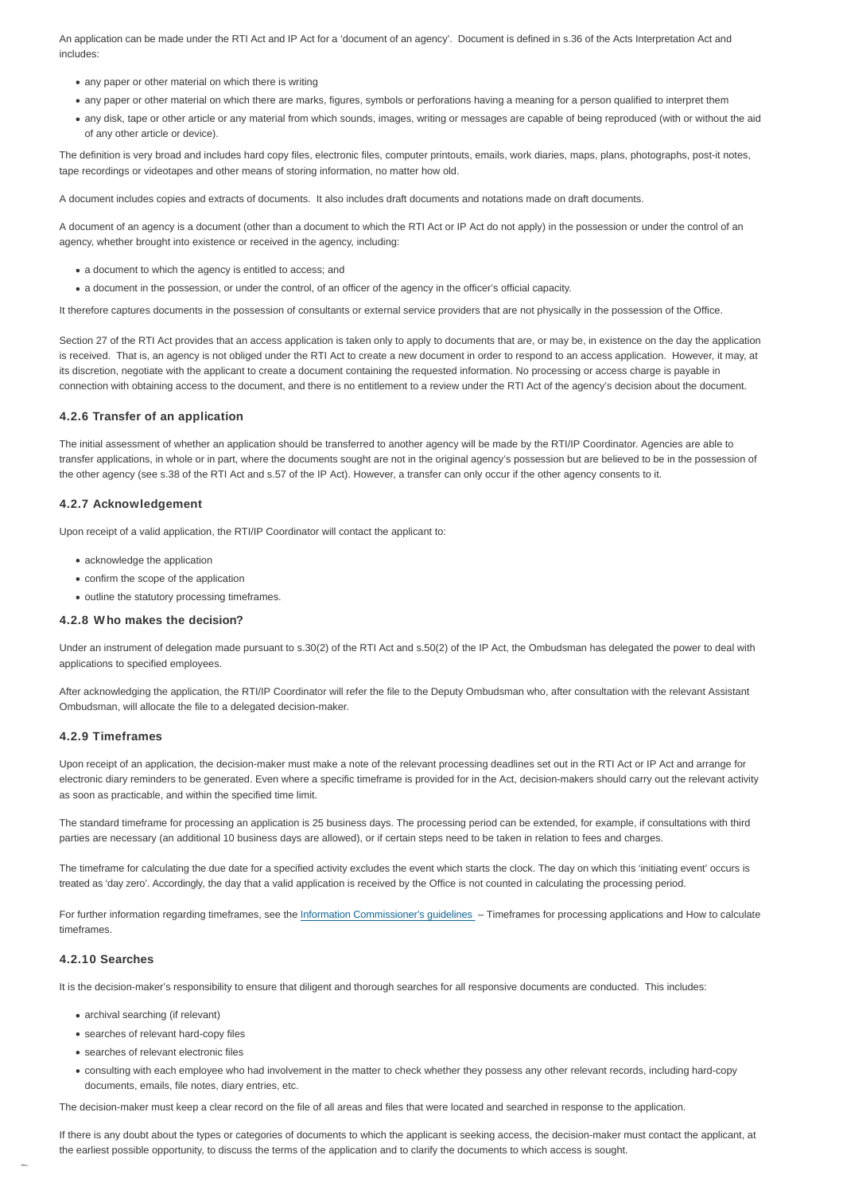An application can be made under the RTI Act and IP Act for a 'document of an agency'. Document is defined in s.36 of the Acts Interpretation Act and includes:

- any paper or other material on which there is writing
- any paper or other material on which there are marks, figures, symbols or perforations having a meaning for a person qualified to interpret them
- any disk, tape or other article or any material from which sounds, images, writing or messages are capable of being reproduced (with or without the aid of any other article or device).

The definition is very broad and includes hard copy files, electronic files, computer printouts, emails, work diaries, maps, plans, photographs, post-it notes, tape recordings or videotapes and other means of storing information, no matter how old.

A document includes copies and extracts of documents. It also includes draft documents and notations made on draft documents.

A document of an agency is a document (other than a document to which the RTI Act or IP Act do not apply) in the possession or under the control of an agency, whether brought into existence or received in the agency, including:

- a document to which the agency is entitled to access; and
- a document in the possession, or under the control, of an officer of the agency in the officer's official capacity.

It therefore captures documents in the possession of consultants or external service providers that are not physically in the possession of the Office.

Section 27 of the RTI Act provides that an access application is taken only to apply to documents that are, or may be, in existence on the day the application is received. That is, an agency is not obliged under the RTI Act to create a new document in order to respond to an access application. However, it may, at its discretion, negotiate with the applicant to create a document containing the requested information. No processing or access charge is payable in connection with obtaining access to the document, and there is no entitlement to a review under the RTI Act of the agency's decision about the document.

### 4.2.6 Transfer of an application

The initial assessment of whether an application should be transferred to another agency will be made by the RTI/IP Coordinator. Agencies are able to transfer applications, in whole or in part, where the documents sought are not in the original agency's possession but are believed to be in the possession of the other agency (see s.38 of the RTI Act and s.57 of the IP Act). However, a transfer can only occur if the other agency consents to it.

### 4.2.7 Acknowledgement

Upon receipt of a valid application, the RTI/IP Coordinator will contact the applicant to:

- acknowledge the application
- confirm the scope of the application
- outline the statutory processing timeframes.

### 4.2.8 Who makes the decision?

Under an instrument of delegation made pursuant to s.30(2) of the RTI Act and s.50(2) of the IP Act, the Ombudsman has delegated the power to deal with applications to specified employees.

After acknowledging the application, the RTI/IP Coordinator will refer the file to the Deputy Ombudsman who, after consultation with the relevant Assistant Ombudsman, will allocate the file to a delegated decision-maker.

### 4.2.9 Timeframes

Upon receipt of an application, the decision-maker must make a note of the relevant processing deadlines set out in the RTI Act or IP Act and arrange for electronic diary reminders to be generated. Even where a specific timeframe is provided for in the Act, decision-makers should carry out the relevant activity as soon as practicable, and within the specified time limit.

The standard timeframe for processing an application is 25 business days. The processing period can be extended, for example, if consultations with third parties are necessary (an additional 10 business days are allowed), or if certain steps need to be taken in relation to fees and charges.

The timeframe for calculating the due date for a specified activity excludes the event which starts the clock. The day on which this 'initiating event' occurs is treated as 'day zero'. Accordingly, the day that a valid application is received by the Office is not counted in calculating the processing period.

For further information regarding timeframes, see the Information Commissioner's guidelines – Timeframes for processing applications and How to calculate timeframes.

### 4.2.10 Searches

It is the decision-maker's responsibility to ensure that diligent and thorough searches for all responsive documents are conducted. This includes:

- archival searching (if relevant)
- searches of relevant hard-copy files
- searches of relevant electronic files
- consulting with each employee who had involvement in the matter to check whether they possess any other relevant records, including hard-copy documents, emails, file notes, diary entries, etc.

The decision-maker must keep a clear record on the file of all areas and files that were located and searched in response to the application.

If there is any doubt about the types or categories of documents to which the applicant is seeking access, the decision-maker must contact the applicant, at the earliest possible opportunity, to discuss the terms of the application and to clarify the documents to which access is sought.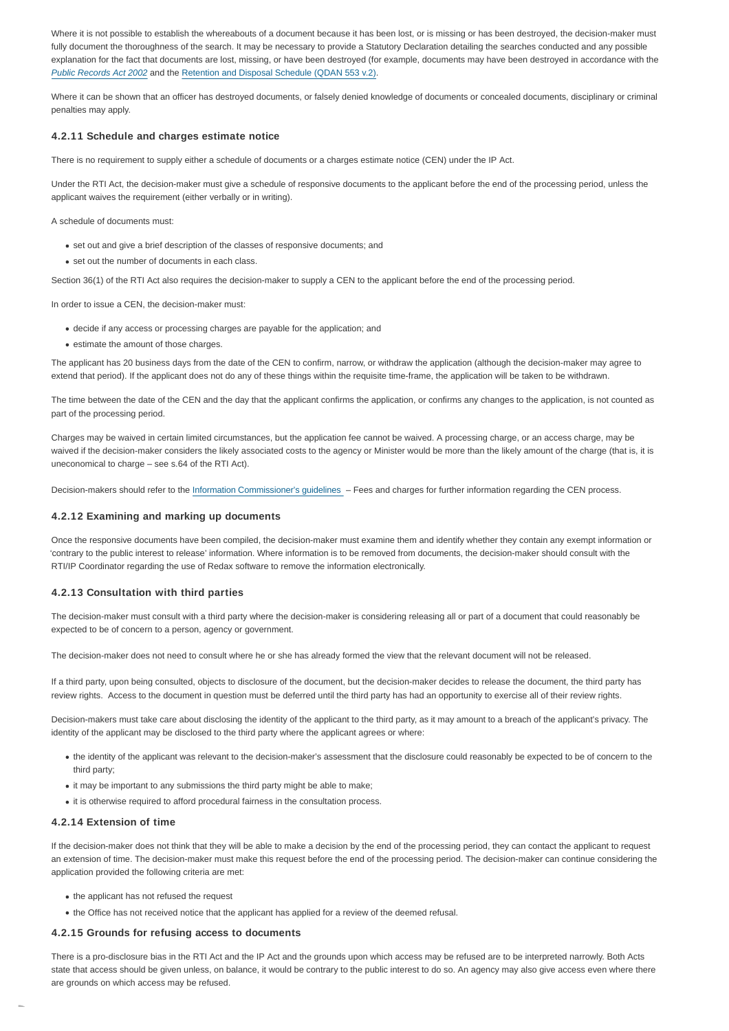Where it is not possible to establish the whereabouts of a document because it has been lost, or is missing or has been destroyed, the decision-maker must fully document the thoroughness of the search. It may be necessary to provide a Statutory Declaration detailing the searches conducted and any possible explanation for the fact that documents are lost, missing, or have been destroyed (for example, documents may have been destroyed in accordance with the *Public Records Act 2002* and the Retention and Disposal Schedule (QDAN 553 v.2).

Where it can be shown that an officer has destroyed documents, or falsely denied knowledge of documents or concealed documents, disciplinary or criminal penalties may apply.

### 4.2.11 Schedule and charges estimate notice

There is no requirement to supply either a schedule of documents or a charges estimate notice (CEN) under the IP Act.

Under the RTI Act, the decision-maker must give a schedule of responsive documents to the applicant before the end of the processing period, unless the applicant waives the requirement (either verbally or in writing).

A schedule of documents must:

- set out and give a brief description of the classes of responsive documents; and
- set out the number of documents in each class.

Section 36(1) of the RTI Act also requires the decision-maker to supply a CEN to the applicant before the end of the processing period.

In order to issue a CEN, the decision-maker must:

- decide if any access or processing charges are payable for the application; and
- estimate the amount of those charges.

The applicant has 20 business days from the date of the CEN to confirm, narrow, or withdraw the application (although the decision-maker may agree to extend that period). If the applicant does not do any of these things within the requisite time-frame, the application will be taken to be withdrawn.

The time between the date of the CEN and the day that the applicant confirms the application, or confirms any changes to the application, is not counted as part of the processing period.

Charges may be waived in certain limited circumstances, but the application fee cannot be waived. A processing charge, or an access charge, may be waived if the decision-maker considers the likely associated costs to the agency or Minister would be more than the likely amount of the charge (that is, it is uneconomical to charge – see s.64 of the RTI Act).

Decision-makers should refer to the Information Commissioner's guidelines – Fees and charges for further information regarding the CEN process.

### 4.2.12 Examining and marking up documents

Once the responsive documents have been compiled, the decision-maker must examine them and identify whether they contain any exempt information or 'contrary to the public interest to release' information. Where information is to be removed from documents, the decision-maker should consult with the RTI/IP Coordinator regarding the use of Redax software to remove the information electronically.

### 4.2.13 Consultation with third parties

The decision-maker must consult with a third party where the decision-maker is considering releasing all or part of a document that could reasonably be expected to be of concern to a person, agency or government.

The decision-maker does not need to consult where he or she has already formed the view that the relevant document will not be released.

If a third party, upon being consulted, objects to disclosure of the document, but the decision-maker decides to release the document, the third party has review rights. Access to the document in question must be deferred until the third party has had an opportunity to exercise all of their review rights.

Decision-makers must take care about disclosing the identity of the applicant to the third party, as it may amount to a breach of the applicant's privacy. The identity of the applicant may be disclosed to the third party where the applicant agrees or where:

- the identity of the applicant was relevant to the decision-maker's assessment that the disclosure could reasonably be expected to be of concern to the third party;
- it may be important to any submissions the third party might be able to make;
- it is otherwise required to afford procedural fairness in the consultation process.

### 4.2.14 Extension of time

If the decision-maker does not think that they will be able to make a decision by the end of the processing period, they can contact the applicant to request an extension of time. The decision-maker must make this request before the end of the processing period. The decision-maker can continue considering the application provided the following criteria are met:

- the applicant has not refused the request
- the Office has not received notice that the applicant has applied for a review of the deemed refusal.

### 4.2.15 Grounds for refusing access to documents

There is a pro-disclosure bias in the RTI Act and the IP Act and the grounds upon which access may be refused are to be interpreted narrowly. Both Acts state that access should be given unless, on balance, it would be contrary to the public interest to do so. An agency may also give access even where there are grounds on which access may be refused.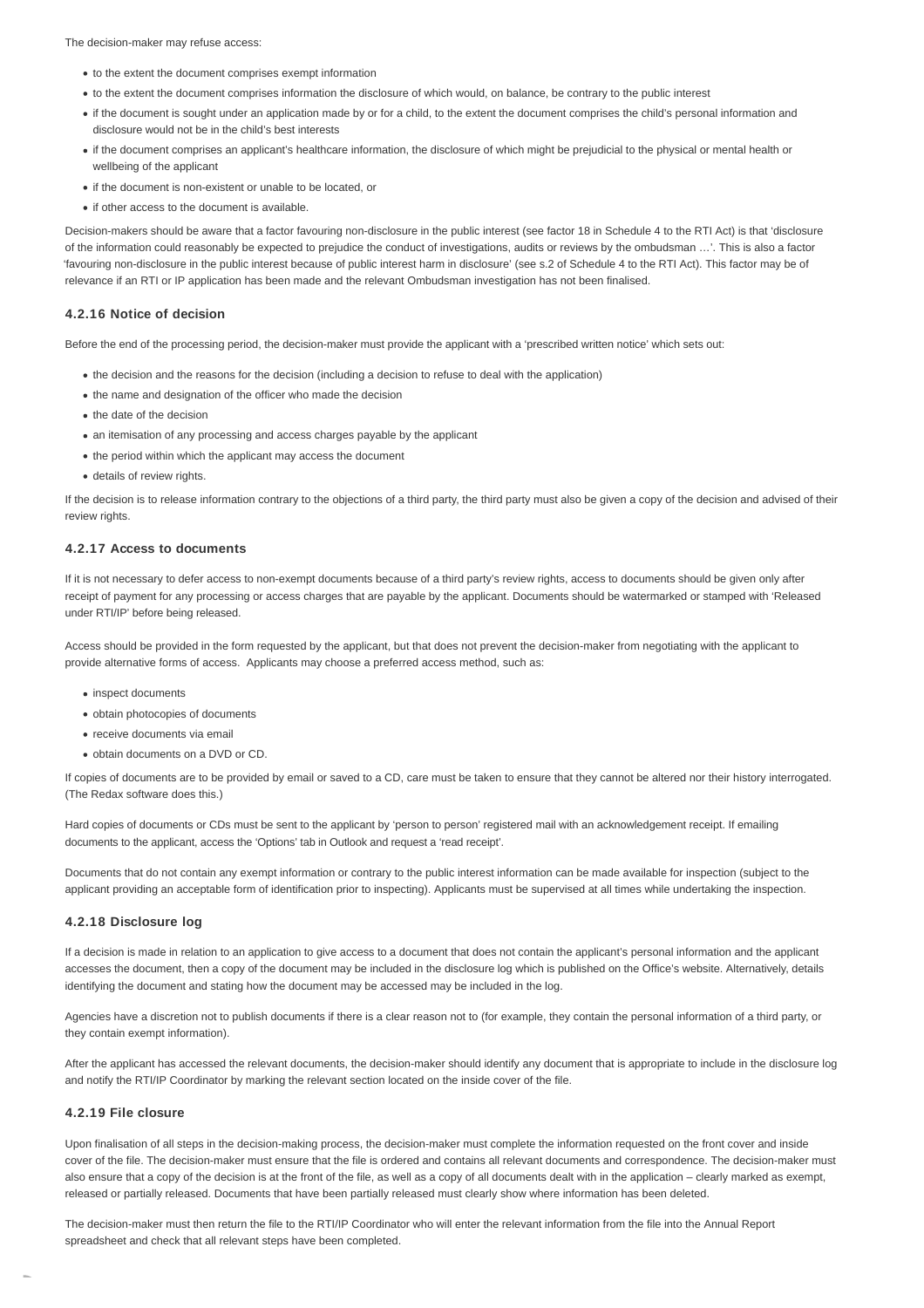The decision-maker may refuse access:

- to the extent the document comprises exempt information
- to the extent the document comprises information the disclosure of which would, on balance, be contrary to the public interest
- if the document is sought under an application made by or for a child, to the extent the document comprises the child's personal information and disclosure would not be in the child's best interests
- if the document comprises an applicant's healthcare information, the disclosure of which might be prejudicial to the physical or mental health or wellbeing of the applicant
- if the document is non-existent or unable to be located, or
- if other access to the document is available.

Decision-makers should be aware that a factor favouring non-disclosure in the public interest (see factor 18 in Schedule 4 to the RTI Act) is that 'disclosure of the information could reasonably be expected to prejudice the conduct of investigations, audits or reviews by the ombudsman …'. This is also a factor 'favouring non-disclosure in the public interest because of public interest harm in disclosure' (see s.2 of Schedule 4 to the RTI Act). This factor may be of relevance if an RTI or IP application has been made and the relevant Ombudsman investigation has not been finalised.

### 4.2.16 Notice of decision

Before the end of the processing period, the decision-maker must provide the applicant with a 'prescribed written notice' which sets out:

- the decision and the reasons for the decision (including a decision to refuse to deal with the application)
- the name and designation of the officer who made the decision
- the date of the decision
- an itemisation of any processing and access charges payable by the applicant
- the period within which the applicant may access the document
- details of review rights.

If the decision is to release information contrary to the objections of a third party, the third party must also be given a copy of the decision and advised of their review rights.

### 4.2.17 Access to documents

If it is not necessary to defer access to non-exempt documents because of a third party's review rights, access to documents should be given only after receipt of payment for any processing or access charges that are payable by the applicant. Documents should be watermarked or stamped with 'Released under RTI/IP' before being released.

Access should be provided in the form requested by the applicant, but that does not prevent the decision-maker from negotiating with the applicant to provide alternative forms of access. Applicants may choose a preferred access method, such as:

- inspect documents
- obtain photocopies of documents
- receive documents via email
- obtain documents on a DVD or CD.

If copies of documents are to be provided by email or saved to a CD, care must be taken to ensure that they cannot be altered nor their history interrogated. (The Redax software does this.)

Hard copies of documents or CDs must be sent to the applicant by 'person to person' registered mail with an acknowledgement receipt. If emailing documents to the applicant, access the 'Options' tab in Outlook and request a 'read receipt'.

Documents that do not contain any exempt information or contrary to the public interest information can be made available for inspection (subject to the applicant providing an acceptable form of identification prior to inspecting). Applicants must be supervised at all times while undertaking the inspection.

### 4.2.18 Disclosure log

If a decision is made in relation to an application to give access to a document that does not contain the applicant's personal information and the applicant accesses the document, then a copy of the document may be included in the disclosure log which is published on the Office's website. Alternatively, details identifying the document and stating how the document may be accessed may be included in the log.

Agencies have a discretion not to publish documents if there is a clear reason not to (for example, they contain the personal information of a third party, or they contain exempt information).

After the applicant has accessed the relevant documents, the decision-maker should identify any document that is appropriate to include in the disclosure log and notify the RTI/IP Coordinator by marking the relevant section located on the inside cover of the file.

### 4.2.19 File closure

Upon finalisation of all steps in the decision-making process, the decision-maker must complete the information requested on the front cover and inside cover of the file. The decision-maker must ensure that the file is ordered and contains all relevant documents and correspondence. The decision-maker must also ensure that a copy of the decision is at the front of the file, as well as a copy of all documents dealt with in the application – clearly marked as exempt, released or partially released. Documents that have been partially released must clearly show where information has been deleted.

The decision-maker must then return the file to the RTI/IP Coordinator who will enter the relevant information from the file into the Annual Report spreadsheet and check that all relevant steps have been completed.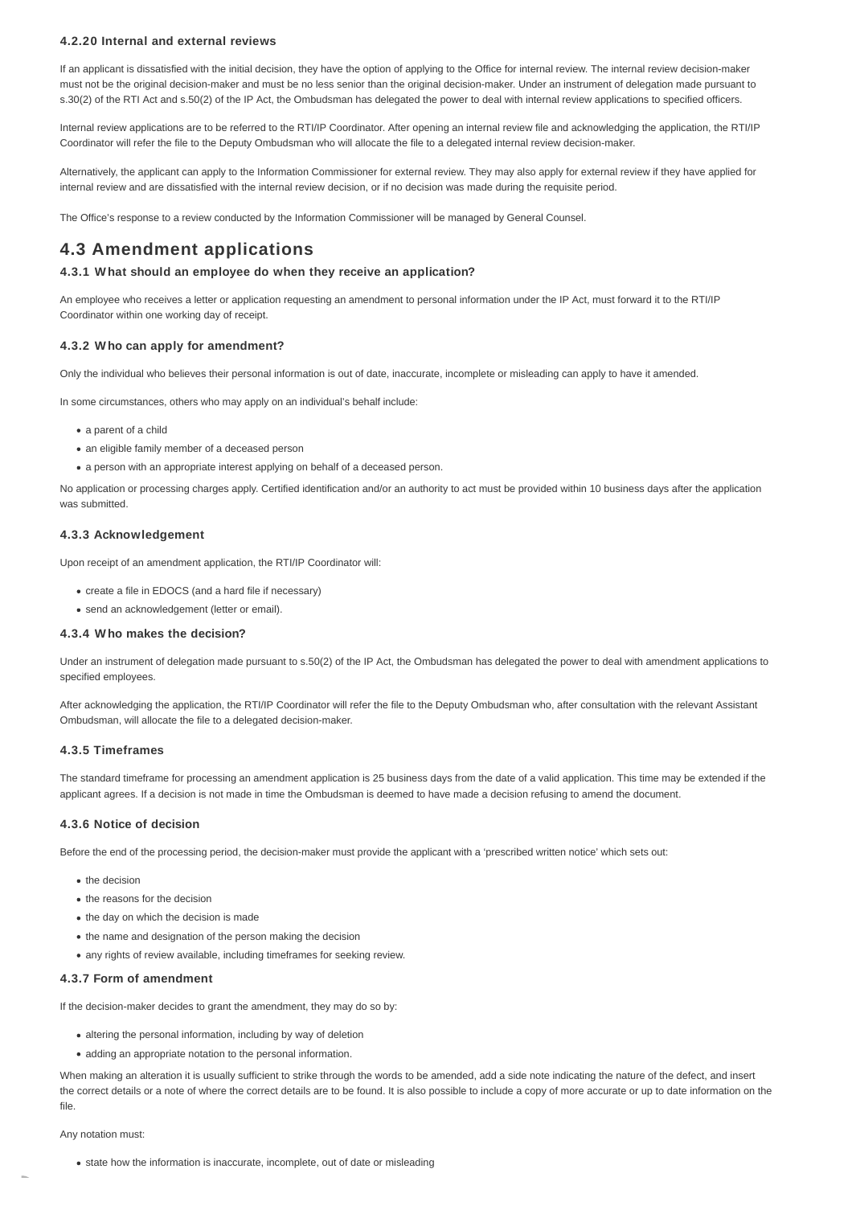#### 4.2.20 Internal and external reviews

If an applicant is dissatisfied with the initial decision, they have the option of applying to the Office for internal review. The internal review decision-maker must not be the original decision-maker and must be no less senior than the original decision-maker. Under an instrument of delegation made pursuant to s.30(2) of the RTI Act and s.50(2) of the IP Act, the Ombudsman has delegated the power to deal with internal review applications to specified officers.

Internal review applications are to be referred to the RTI/IP Coordinator. After opening an internal review file and acknowledging the application, the RTI/IP Coordinator will refer the file to the Deputy Ombudsman who will allocate the file to a delegated internal review decision-maker.

Alternatively, the applicant can apply to the Information Commissioner for external review. They may also apply for external review if they have applied for internal review and are dissatisfied with the internal review decision, or if no decision was made during the requisite period.

The Office's response to a review conducted by the Information Commissioner will be managed by General Counsel.

## 4.3 Amendment applications

#### 4.3.1 What should an employee do when they receive an application?

An employee who receives a letter or application requesting an amendment to personal information under the IP Act, must forward it to the RTI/IP Coordinator within one working day of receipt.

#### 4.3.2 Who can apply for amendment?

Only the individual who believes their personal information is out of date, inaccurate, incomplete or misleading can apply to have it amended.

In some circumstances, others who may apply on an individual's behalf include:

- a parent of a child
- an eligible family member of a deceased person
- a person with an appropriate interest applying on behalf of a deceased person.

No application or processing charges apply. Certified identification and/or an authority to act must be provided within 10 business days after the application was submitted.

#### 4.3.3 Acknowledgement

Upon receipt of an amendment application, the RTI/IP Coordinator will:

- create a file in EDOCS (and a hard file if necessary)
- send an acknowledgement (letter or email).

#### 4.3.4 Who makes the decision?

Under an instrument of delegation made pursuant to s.50(2) of the IP Act, the Ombudsman has delegated the power to deal with amendment applications to specified employees.

After acknowledging the application, the RTI/IP Coordinator will refer the file to the Deputy Ombudsman who, after consultation with the relevant Assistant Ombudsman, will allocate the file to a delegated decision-maker.

#### 4.3.5 Timeframes

The standard timeframe for processing an amendment application is 25 business days from the date of a valid application. This time may be extended if the applicant agrees. If a decision is not made in time the Ombudsman is deemed to have made a decision refusing to amend the document.

#### 4.3.6 Notice of decision

Before the end of the processing period, the decision-maker must provide the applicant with a 'prescribed written notice' which sets out:

- the decision
- the reasons for the decision
- the day on which the decision is made
- the name and designation of the person making the decision
- any rights of review available, including timeframes for seeking review.

#### 4.3.7 Form of amendment

If the decision-maker decides to grant the amendment, they may do so by:

- altering the personal information, including by way of deletion
- adding an appropriate notation to the personal information.

When making an alteration it is usually sufficient to strike through the words to be amended, add a side note indicating the nature of the defect, and insert the correct details or a note of where the correct details are to be found. It is also possible to include a copy of more accurate or up to date information on the file.

Any notation must:

- state how the information is inaccurate, incomplete, out of date or misleading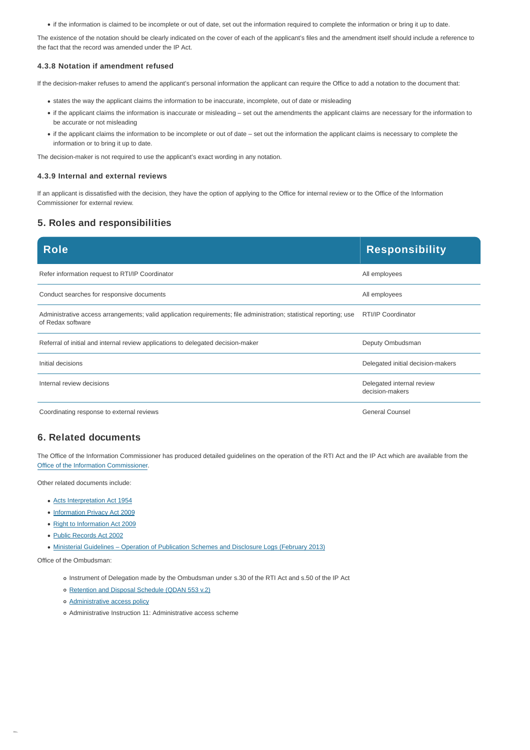- if the information is claimed to be incomplete or out of date, set out the information required to complete the information or bring it up to date.

The existence of the notation should be clearly indicated on the cover of each of the applicant's files and the amendment itself should include a reference to the fact that the record was amended under the IP Act.

### 4.3.8 Notation if amendment refused

If the decision-maker refuses to amend the applicant's personal information the applicant can require the Office to add a notation to the document that:

- states the way the applicant claims the information to be inaccurate, incomplete, out of date or misleading
- if the applicant claims the information is inaccurate or misleading – set out the amendments the applicant claims are necessary for the information to be accurate or not misleading
- if the applicant claims the information to be incomplete or out of date – set out the information the applicant claims is necessary to complete the information or to bring it up to date.

The decision-maker is not required to use the applicant's exact wording in any notation.

### 4.3.9 Internal and external reviews

If an applicant is dissatisfied with the decision, they have the option of applying to the Office for internal review or to the Office of the Information Commissioner for external review.

## 5. Roles and responsibilities

| Role | Responsibility |
| --- | --- |
| Refer information request to RTI/IP Coordinator | All employees |
| Conduct searches for responsive documents | All employees |
| Administrative access arrangements; valid application requirements; file administration; statistical reporting; use of Redax software | RTI/IP Coordinator |
| Referral of initial and internal review applications to delegated decision-maker | Deputy Ombudsman |
| Initial decisions | Delegated initial decision-makers |
| Internal review decisions | Delegated internal review decision-makers |
| Coordinating response to external reviews | General Counsel |

## 6. Related documents

The Office of the Information Commissioner has produced detailed guidelines on the operation of the RTI Act and the IP Act which are available from the Office of the Information Commissioner.

Other related documents include:

- Acts Interpretation Act 1954
- Information Privacy Act 2009
- Right to Information Act 2009
- Public Records Act 2002
- Ministerial Guidelines – Operation of Publication Schemes and Disclosure Logs (February 2013)

Office of the Ombudsman:

- Instrument of Delegation made by the Ombudsman under s.30 of the RTI Act and s.50 of the IP Act
- Retention and Disposal Schedule (QDAN 553 v.2)
- Administrative access policy
- Administrative Instruction 11: Administrative access scheme